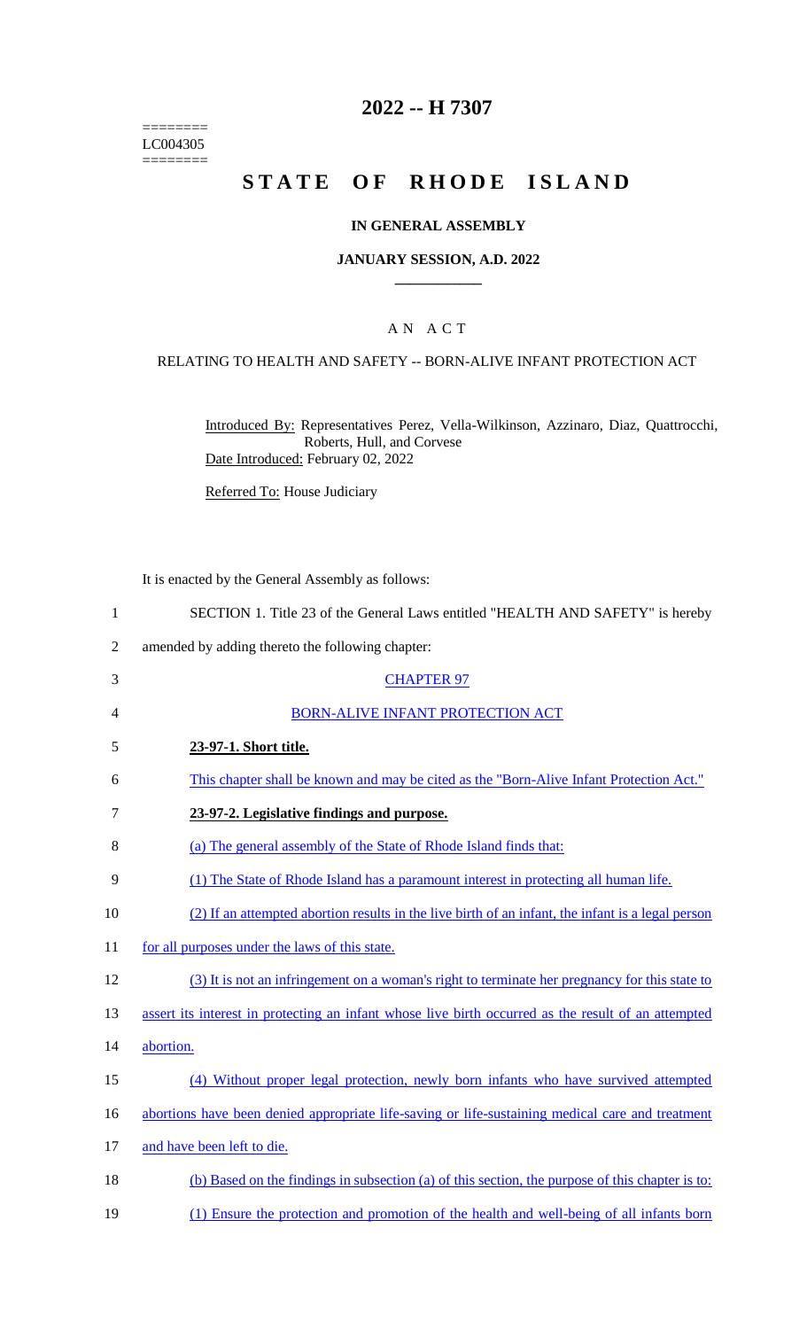========
LC004305
========

# 2022 -- H 7307

# STATE OF RHODE ISLAND

## IN GENERAL ASSEMBLY

### JANUARY SESSION, A.D. 2022

### A N A C T

RELATING TO HEALTH AND SAFETY -- BORN-ALIVE INFANT PROTECTION ACT

Introduced By: Representatives Perez, Vella-Wilkinson, Azzinaro, Diaz, Quattrocchi, Roberts, Hull, and Corvese

Date Introduced: February 02, 2022

Referred To: House Judiciary

It is enacted by the General Assembly as follows:

1 SECTION 1. Title 23 of the General Laws entitled "HEALTH AND SAFETY" is hereby
2 amended by adding thereto the following chapter:

3 CHAPTER 97

4 BORN-ALIVE INFANT PROTECTION ACT

5 **23-97-1. Short title.**

6 This chapter shall be known and may be cited as the "Born-Alive Infant Protection Act."

7 **23-97-2. Legislative findings and purpose.**

8 (a) The general assembly of the State of Rhode Island finds that:

9 (1) The State of Rhode Island has a paramount interest in protecting all human life.

10 (2) If an attempted abortion results in the live birth of an infant, the infant is a legal person
11 for all purposes under the laws of this state.

12 (3) It is not an infringement on a woman's right to terminate her pregnancy for this state to
13 assert its interest in protecting an infant whose live birth occurred as the result of an attempted
14 abortion.

15 (4) Without proper legal protection, newly born infants who have survived attempted
16 abortions have been denied appropriate life-saving or life-sustaining medical care and treatment
17 and have been left to die.

18 (b) Based on the findings in subsection (a) of this section, the purpose of this chapter is to:

19 (1) Ensure the protection and promotion of the health and well-being of all infants born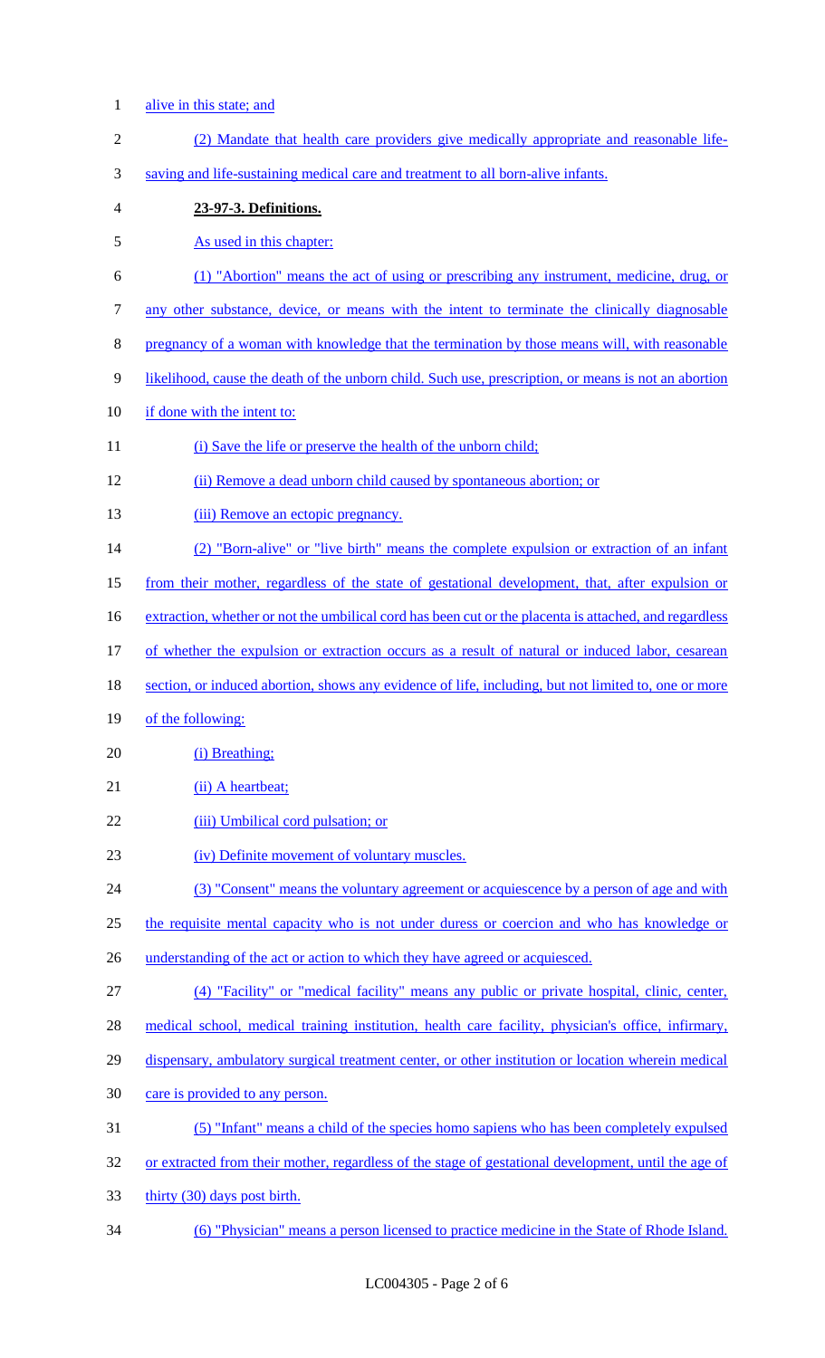alive in this state; and

(2) Mandate that health care providers give medically appropriate and reasonable life-saving and life-sustaining medical care and treatment to all born-alive infants.

**23-97-3. Definitions.**

As used in this chapter:

(1) "Abortion" means the act of using or prescribing any instrument, medicine, drug, or any other substance, device, or means with the intent to terminate the clinically diagnosable pregnancy of a woman with knowledge that the termination by those means will, with reasonable likelihood, cause the death of the unborn child. Such use, prescription, or means is not an abortion if done with the intent to:

(i) Save the life or preserve the health of the unborn child;

(ii) Remove a dead unborn child caused by spontaneous abortion; or

(iii) Remove an ectopic pregnancy.

(2) "Born-alive" or "live birth" means the complete expulsion or extraction of an infant from their mother, regardless of the state of gestational development, that, after expulsion or extraction, whether or not the umbilical cord has been cut or the placenta is attached, and regardless of whether the expulsion or extraction occurs as a result of natural or induced labor, cesarean section, or induced abortion, shows any evidence of life, including, but not limited to, one or more of the following:

(i) Breathing;

(ii) A heartbeat;

(iii) Umbilical cord pulsation; or

(iv) Definite movement of voluntary muscles.

(3) "Consent" means the voluntary agreement or acquiescence by a person of age and with the requisite mental capacity who is not under duress or coercion and who has knowledge or understanding of the act or action to which they have agreed or acquiesced.

(4) "Facility" or "medical facility" means any public or private hospital, clinic, center, medical school, medical training institution, health care facility, physician's office, infirmary, dispensary, ambulatory surgical treatment center, or other institution or location wherein medical care is provided to any person.

(5) "Infant" means a child of the species homo sapiens who has been completely expulsed or extracted from their mother, regardless of the stage of gestational development, until the age of thirty (30) days post birth.

(6) "Physician" means a person licensed to practice medicine in the State of Rhode Island.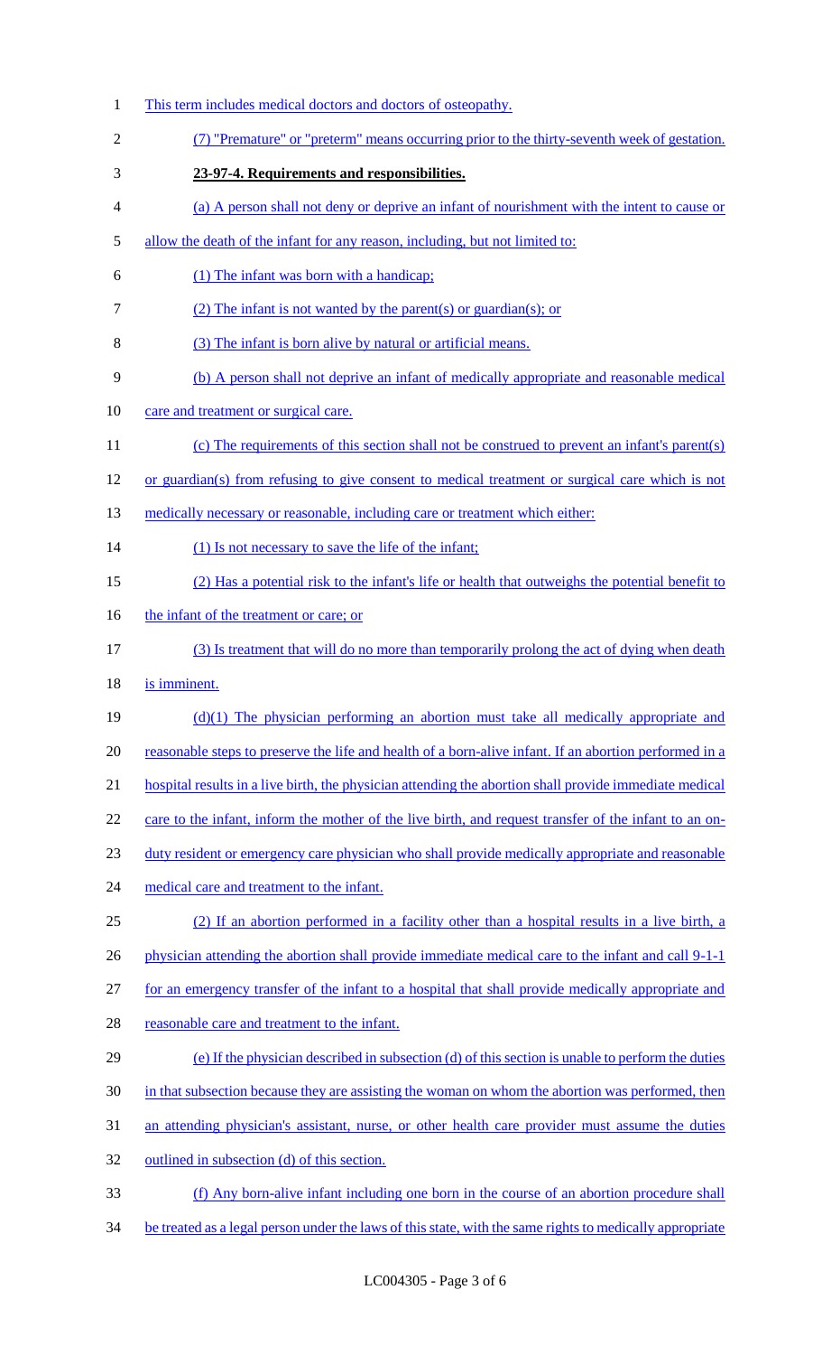This term includes medical doctors and doctors of osteopathy.

(7) "Premature" or "preterm" means occurring prior to the thirty-seventh week of gestation.

**23-97-4. Requirements and responsibilities.**

(a) A person shall not deny or deprive an infant of nourishment with the intent to cause or allow the death of the infant for any reason, including, but not limited to:

(1) The infant was born with a handicap;

(2) The infant is not wanted by the parent(s) or guardian(s); or

(3) The infant is born alive by natural or artificial means.

(b) A person shall not deprive an infant of medically appropriate and reasonable medical care and treatment or surgical care.

(c) The requirements of this section shall not be construed to prevent an infant's parent(s) or guardian(s) from refusing to give consent to medical treatment or surgical care which is not medically necessary or reasonable, including care or treatment which either:

(1) Is not necessary to save the life of the infant;

(2) Has a potential risk to the infant's life or health that outweighs the potential benefit to the infant of the treatment or care; or

(3) Is treatment that will do no more than temporarily prolong the act of dying when death is imminent.

(d)(1) The physician performing an abortion must take all medically appropriate and reasonable steps to preserve the life and health of a born-alive infant. If an abortion performed in a hospital results in a live birth, the physician attending the abortion shall provide immediate medical care to the infant, inform the mother of the live birth, and request transfer of the infant to an on-duty resident or emergency care physician who shall provide medically appropriate and reasonable medical care and treatment to the infant.

(2) If an abortion performed in a facility other than a hospital results in a live birth, a physician attending the abortion shall provide immediate medical care to the infant and call 9-1-1 for an emergency transfer of the infant to a hospital that shall provide medically appropriate and reasonable care and treatment to the infant.

(e) If the physician described in subsection (d) of this section is unable to perform the duties in that subsection because they are assisting the woman on whom the abortion was performed, then an attending physician's assistant, nurse, or other health care provider must assume the duties outlined in subsection (d) of this section.

(f) Any born-alive infant including one born in the course of an abortion procedure shall be treated as a legal person under the laws of this state, with the same rights to medically appropriate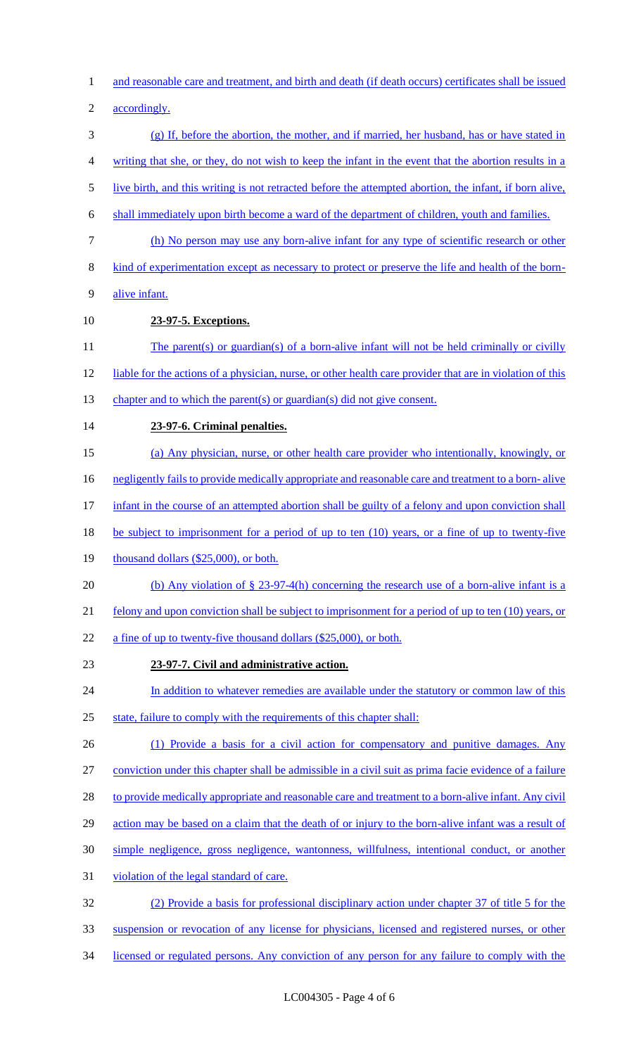and reasonable care and treatment, and birth and death (if death occurs) certificates shall be issued accordingly.

(g) If, before the abortion, the mother, and if married, her husband, has or have stated in writing that she, or they, do not wish to keep the infant in the event that the abortion results in a live birth, and this writing is not retracted before the attempted abortion, the infant, if born alive, shall immediately upon birth become a ward of the department of children, youth and families.

(h) No person may use any born-alive infant for any type of scientific research or other kind of experimentation except as necessary to protect or preserve the life and health of the born-alive infant.

**23-97-5. Exceptions.**

The parent(s) or guardian(s) of a born-alive infant will not be held criminally or civilly liable for the actions of a physician, nurse, or other health care provider that are in violation of this chapter and to which the parent(s) or guardian(s) did not give consent.

**23-97-6. Criminal penalties.**

(a) Any physician, nurse, or other health care provider who intentionally, knowingly, or negligently fails to provide medically appropriate and reasonable care and treatment to a born- alive infant in the course of an attempted abortion shall be guilty of a felony and upon conviction shall be subject to imprisonment for a period of up to ten (10) years, or a fine of up to twenty-five thousand dollars ($25,000), or both.

(b) Any violation of § 23-97-4(h) concerning the research use of a born-alive infant is a felony and upon conviction shall be subject to imprisonment for a period of up to ten (10) years, or a fine of up to twenty-five thousand dollars ($25,000), or both.

**23-97-7. Civil and administrative action.**

In addition to whatever remedies are available under the statutory or common law of this state, failure to comply with the requirements of this chapter shall:

(1) Provide a basis for a civil action for compensatory and punitive damages. Any conviction under this chapter shall be admissible in a civil suit as prima facie evidence of a failure to provide medically appropriate and reasonable care and treatment to a born-alive infant. Any civil action may be based on a claim that the death of or injury to the born-alive infant was a result of simple negligence, gross negligence, wantonness, willfulness, intentional conduct, or another violation of the legal standard of care.

(2) Provide a basis for professional disciplinary action under chapter 37 of title 5 for the suspension or revocation of any license for physicians, licensed and registered nurses, or other licensed or regulated persons. Any conviction of any person for any failure to comply with the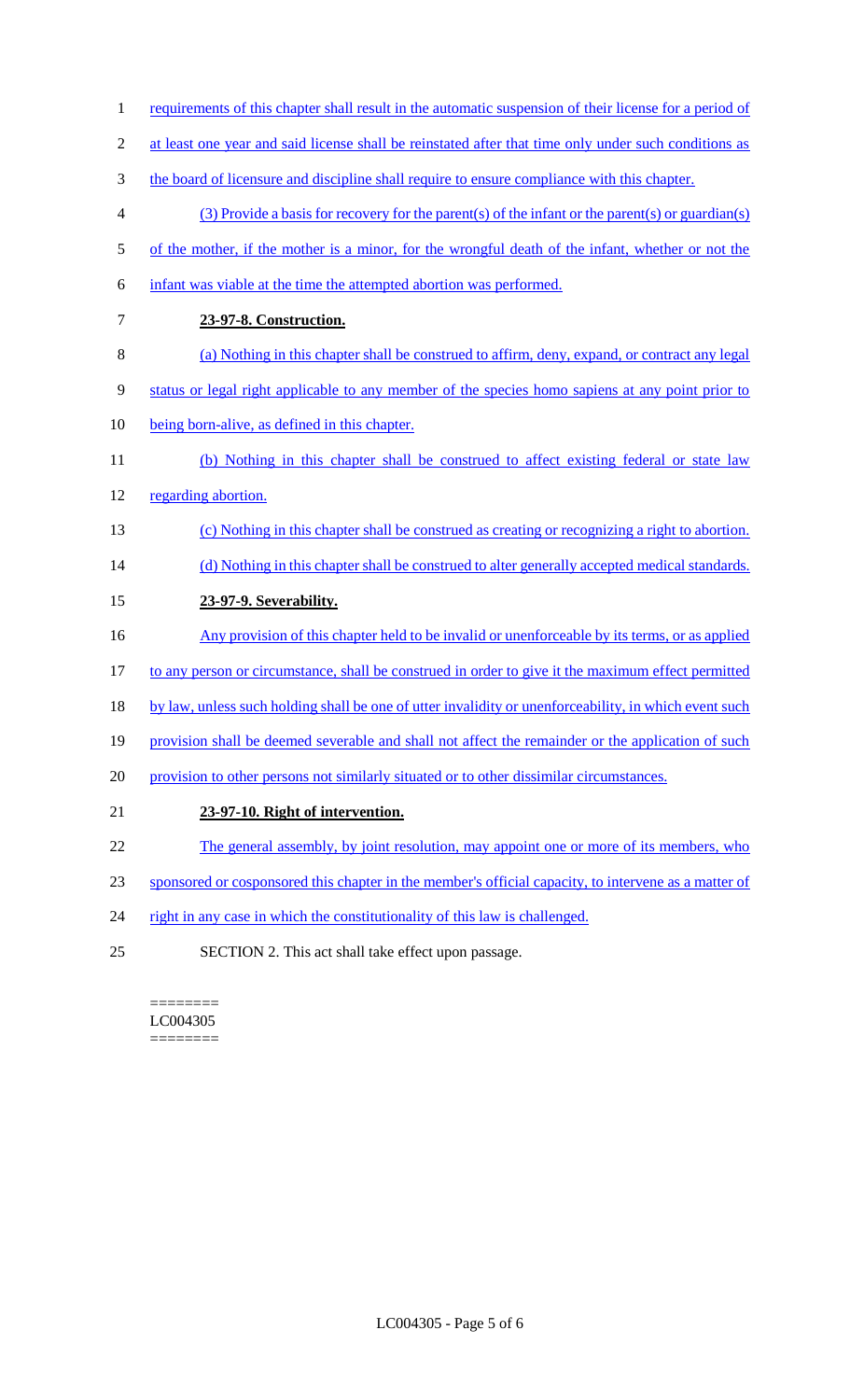requirements of this chapter shall result in the automatic suspension of their license for a period of at least one year and said license shall be reinstated after that time only under such conditions as the board of licensure and discipline shall require to ensure compliance with this chapter.

(3) Provide a basis for recovery for the parent(s) of the infant or the parent(s) or guardian(s) of the mother, if the mother is a minor, for the wrongful death of the infant, whether or not the infant was viable at the time the attempted abortion was performed.

**23-97-8. Construction.**

(a) Nothing in this chapter shall be construed to affirm, deny, expand, or contract any legal status or legal right applicable to any member of the species homo sapiens at any point prior to being born-alive, as defined in this chapter.

(b) Nothing in this chapter shall be construed to affect existing federal or state law regarding abortion.

(c) Nothing in this chapter shall be construed as creating or recognizing a right to abortion.

(d) Nothing in this chapter shall be construed to alter generally accepted medical standards.

**23-97-9. Severability.**

Any provision of this chapter held to be invalid or unenforceable by its terms, or as applied to any person or circumstance, shall be construed in order to give it the maximum effect permitted by law, unless such holding shall be one of utter invalidity or unenforceability, in which event such provision shall be deemed severable and shall not affect the remainder or the application of such provision to other persons not similarly situated or to other dissimilar circumstances.

**23-97-10. Right of intervention.**

The general assembly, by joint resolution, may appoint one or more of its members, who sponsored or cosponsored this chapter in the member's official capacity, to intervene as a matter of right in any case in which the constitutionality of this law is challenged.

SECTION 2. This act shall take effect upon passage.

========
LC004305
========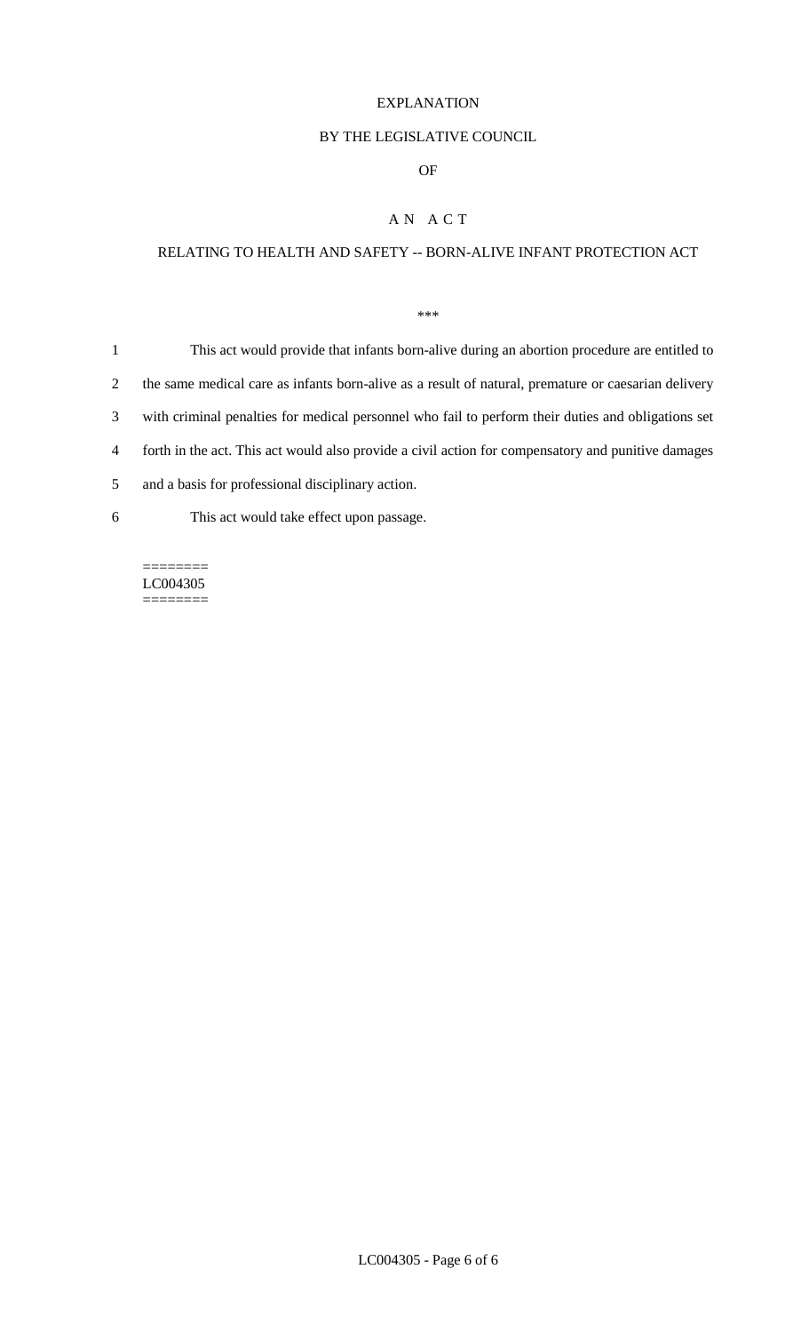# EXPLANATION

## BY THE LEGISLATIVE COUNCIL

## OF

## A N A C T

## RELATING TO HEALTH AND SAFETY -- BORN-ALIVE INFANT PROTECTION ACT

\*\*\*

This act would provide that infants born-alive during an abortion procedure are entitled to the same medical care as infants born-alive as a result of natural, premature or caesarian delivery with criminal penalties for medical personnel who fail to perform their duties and obligations set forth in the act. This act would also provide a civil action for compensatory and punitive damages and a basis for professional disciplinary action.

This act would take effect upon passage.

========
LC004305
========